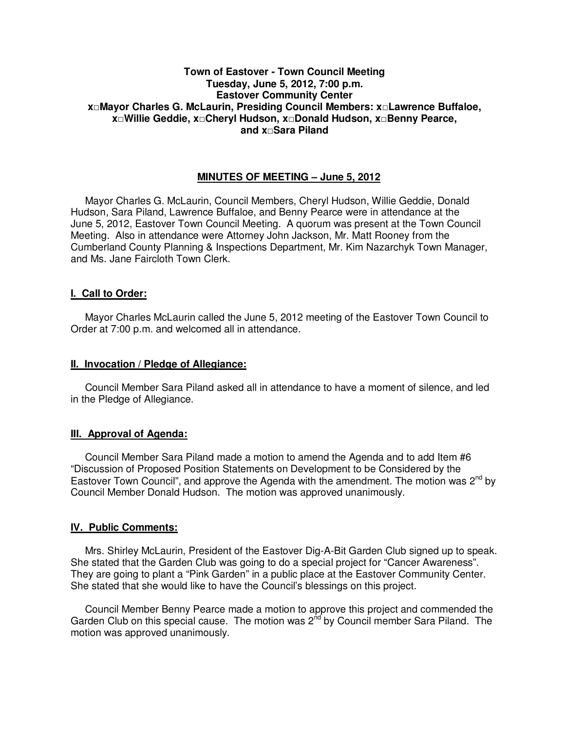**Town of Eastover - Town Council Meeting**
**Tuesday, June 5, 2012, 7:00 p.m.**
**Eastover Community Center**
**x□Mayor Charles G. McLaurin, Presiding Council Members: x□Lawrence Buffaloe, x□Willie Geddie, x□Cheryl Hudson, x□Donald Hudson, x□Benny Pearce, and x□Sara Piland**

## MINUTES OF MEETING – June 5, 2012

Mayor Charles G. McLaurin, Council Members, Cheryl Hudson, Willie Geddie, Donald Hudson, Sara Piland, Lawrence Buffaloe, and Benny Pearce were in attendance at the June 5, 2012, Eastover Town Council Meeting. A quorum was present at the Town Council Meeting. Also in attendance were Attorney John Jackson, Mr. Matt Rooney from the Cumberland County Planning & Inspections Department, Mr. Kim Nazarchyk Town Manager, and Ms. Jane Faircloth Town Clerk.

### I. Call to Order:

Mayor Charles McLaurin called the June 5, 2012 meeting of the Eastover Town Council to Order at 7:00 p.m. and welcomed all in attendance.

### II. Invocation / Pledge of Allegiance:

Council Member Sara Piland asked all in attendance to have a moment of silence, and led in the Pledge of Allegiance.

### III. Approval of Agenda:

Council Member Sara Piland made a motion to amend the Agenda and to add Item #6 "Discussion of Proposed Position Statements on Development to be Considered by the Eastover Town Council", and approve the Agenda with the amendment. The motion was 2nd by Council Member Donald Hudson. The motion was approved unanimously.

### IV. Public Comments:

Mrs. Shirley McLaurin, President of the Eastover Dig-A-Bit Garden Club signed up to speak. She stated that the Garden Club was going to do a special project for "Cancer Awareness". They are going to plant a "Pink Garden" in a public place at the Eastover Community Center. She stated that she would like to have the Council's blessings on this project.

Council Member Benny Pearce made a motion to approve this project and commended the Garden Club on this special cause. The motion was 2nd by Council member Sara Piland. The motion was approved unanimously.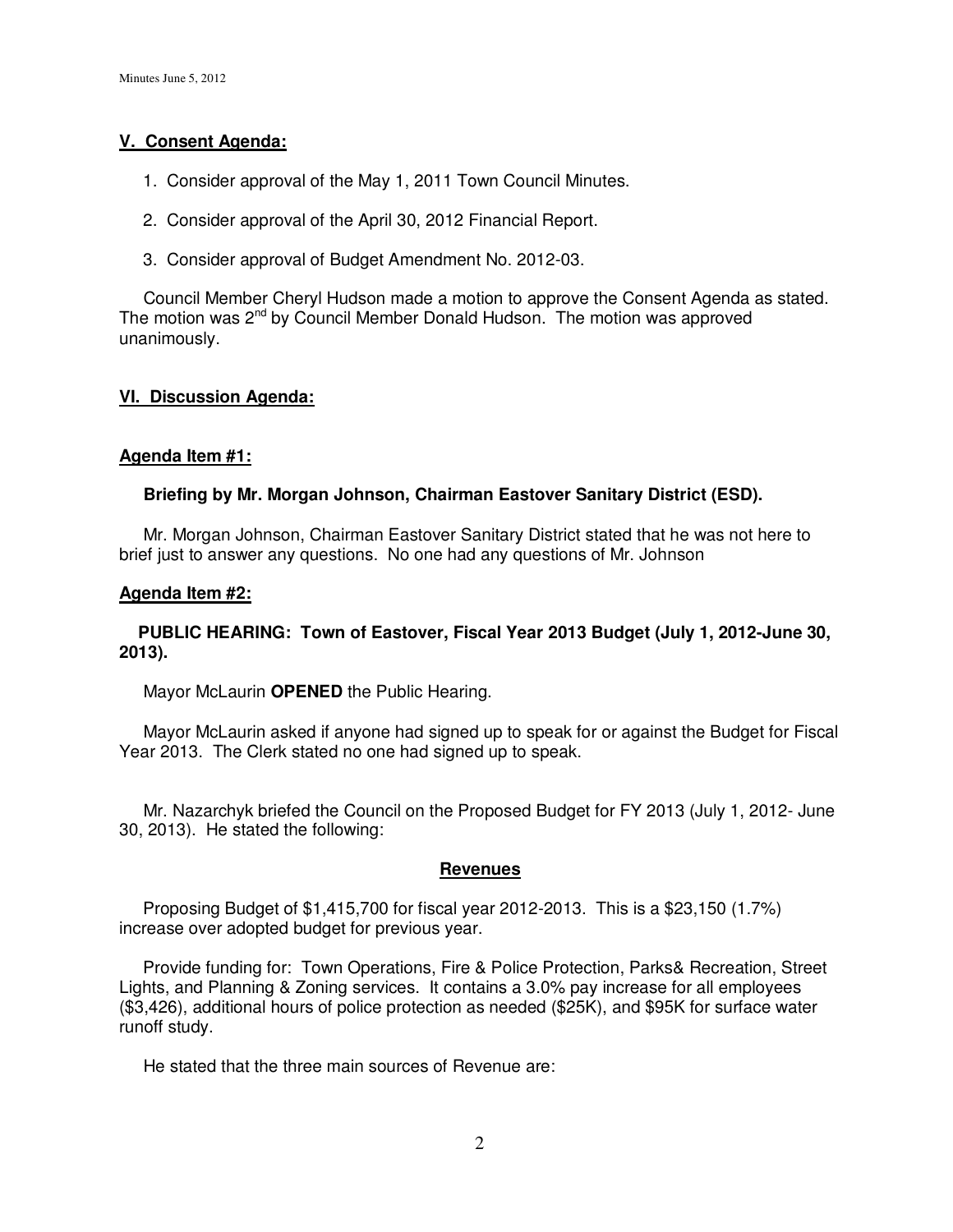## V. Consent Agenda:

1. Consider approval of the May 1, 2011 Town Council Minutes.

2. Consider approval of the April 30, 2012 Financial Report.

3. Consider approval of Budget Amendment No. 2012-03.

Council Member Cheryl Hudson made a motion to approve the Consent Agenda as stated. The motion was 2nd by Council Member Donald Hudson. The motion was approved unanimously.

## VI. Discussion Agenda:

### Agenda Item #1:

**Briefing by Mr. Morgan Johnson, Chairman Eastover Sanitary District (ESD).**

Mr. Morgan Johnson, Chairman Eastover Sanitary District stated that he was not here to brief just to answer any questions. No one had any questions of Mr. Johnson

### Agenda Item #2:

**PUBLIC HEARING: Town of Eastover, Fiscal Year 2013 Budget (July 1, 2012-June 30, 2013).**

Mayor McLaurin **OPENED** the Public Hearing.

Mayor McLaurin asked if anyone had signed up to speak for or against the Budget for Fiscal Year 2013. The Clerk stated no one had signed up to speak.

Mr. Nazarchyk briefed the Council on the Proposed Budget for FY 2013 (July 1, 2012- June 30, 2013). He stated the following:

#### Revenues

Proposing Budget of $1,415,700 for fiscal year 2012-2013. This is a $23,150 (1.7%) increase over adopted budget for previous year.

Provide funding for: Town Operations, Fire & Police Protection, Parks& Recreation, Street Lights, and Planning & Zoning services. It contains a 3.0% pay increase for all employees ($3,426), additional hours of police protection as needed ($25K), and $95K for surface water runoff study.

He stated that the three main sources of Revenue are: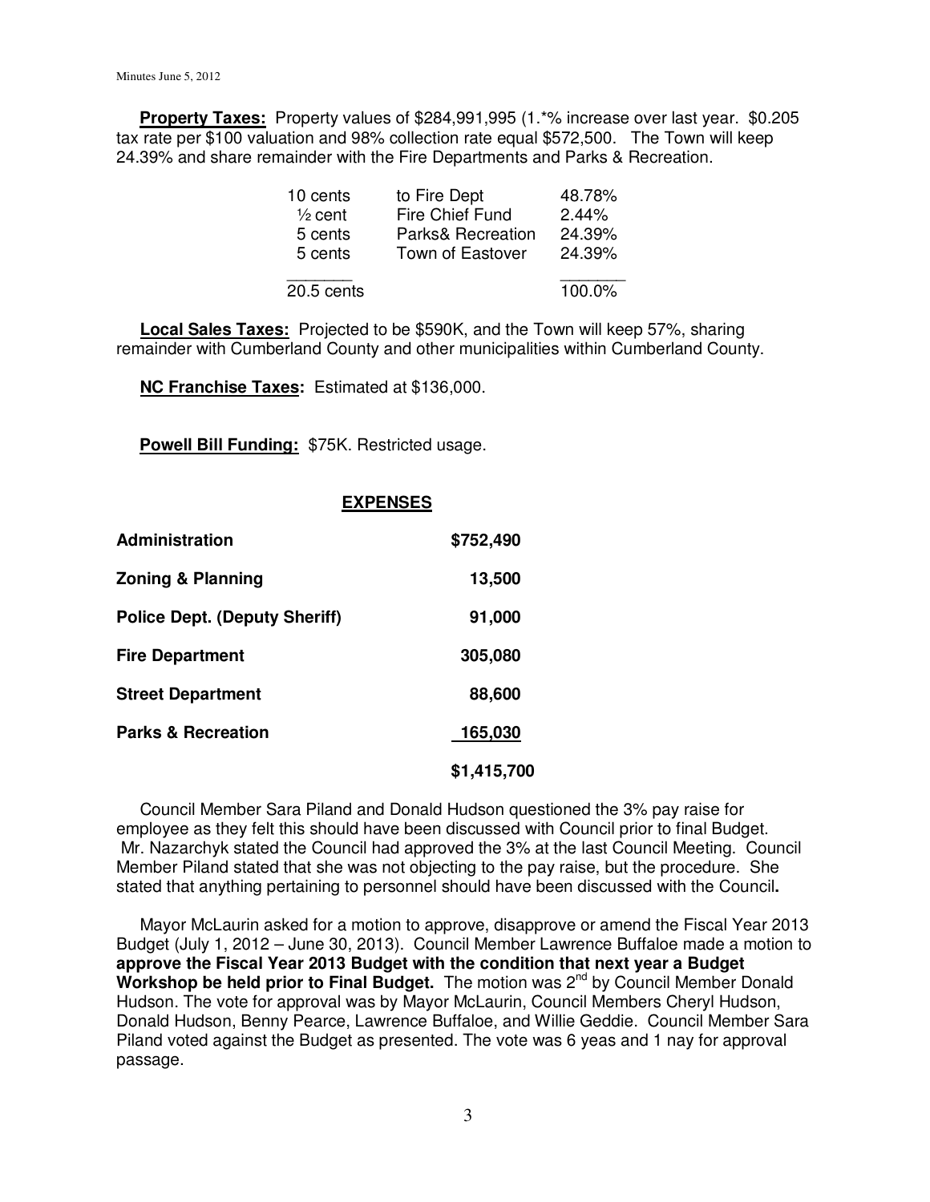**Property Taxes:** Property values of $284,991,995 (1.*% increase over last year. $0.205 tax rate per $100 valuation and 98% collection rate equal $572,500. The Town will keep 24.39% and share remainder with the Fire Departments and Parks & Recreation.

| | | |
|---|---|---|
| 10 cents | to Fire Dept | 48.78% |
| ½ cent | Fire Chief Fund | 2.44% |
| 5 cents | Parks& Recreation | 24.39% |
| 5 cents | Town of Eastover | 24.39% |
| 20.5 cents | | 100.0% |

**Local Sales Taxes:** Projected to be $590K, and the Town will keep 57%, sharing remainder with Cumberland County and other municipalities within Cumberland County.

**NC Franchise Taxes:** Estimated at $136,000.

**Powell Bill Funding:** $75K. Restricted usage.

**EXPENSES**

| | |
|---|---|
| **Administration** | **$752,490** |
| **Zoning & Planning** | **13,500** |
| **Police Dept. (Deputy Sheriff)** | **91,000** |
| **Fire Department** | **305,080** |
| **Street Department** | **88,600** |
| **Parks & Recreation** | **165,030** |
| | **$1,415,700** |

Council Member Sara Piland and Donald Hudson questioned the 3% pay raise for employee as they felt this should have been discussed with Council prior to final Budget. Mr. Nazarchyk stated the Council had approved the 3% at the last Council Meeting. Council Member Piland stated that she was not objecting to the pay raise, but the procedure. She stated that anything pertaining to personnel should have been discussed with the Council**.**

Mayor McLaurin asked for a motion to approve, disapprove or amend the Fiscal Year 2013 Budget (July 1, 2012 – June 30, 2013). Council Member Lawrence Buffaloe made a motion to **approve the Fiscal Year 2013 Budget with the condition that next year a Budget Workshop be held prior to Final Budget.** The motion was 2nd by Council Member Donald Hudson. The vote for approval was by Mayor McLaurin, Council Members Cheryl Hudson, Donald Hudson, Benny Pearce, Lawrence Buffaloe, and Willie Geddie. Council Member Sara Piland voted against the Budget as presented. The vote was 6 yeas and 1 nay for approval passage.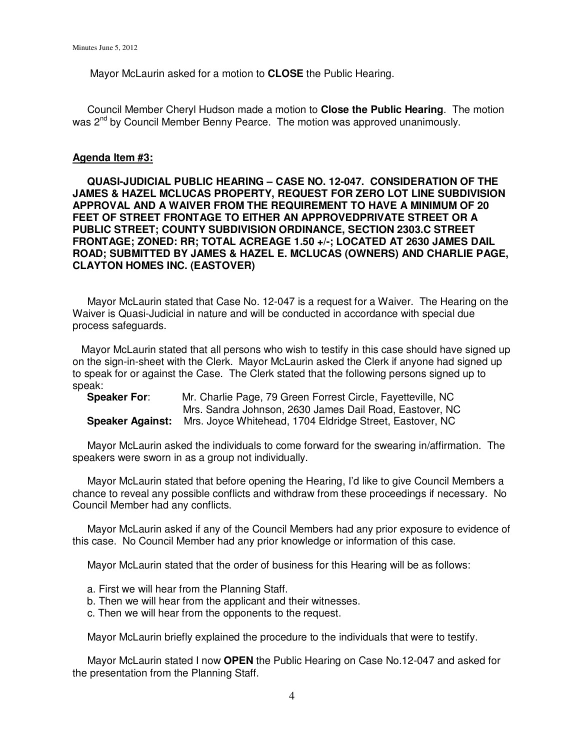Mayor McLaurin asked for a motion to **CLOSE** the Public Hearing.

Council Member Cheryl Hudson made a motion to **Close the Public Hearing**. The motion was 2nd by Council Member Benny Pearce. The motion was approved unanimously.

**Agenda Item #3:**

**QUASI-JUDICIAL PUBLIC HEARING – CASE NO. 12-047. CONSIDERATION OF THE JAMES & HAZEL MCLUCAS PROPERTY, REQUEST FOR ZERO LOT LINE SUBDIVISION APPROVAL AND A WAIVER FROM THE REQUIREMENT TO HAVE A MINIMUM OF 20 FEET OF STREET FRONTAGE TO EITHER AN APPROVEDPRIVATE STREET OR A PUBLIC STREET; COUNTY SUBDIVISION ORDINANCE, SECTION 2303.C STREET FRONTAGE; ZONED: RR; TOTAL ACREAGE 1.50 +/-; LOCATED AT 2630 JAMES DAIL ROAD; SUBMITTED BY JAMES & HAZEL E. MCLUCAS (OWNERS) AND CHARLIE PAGE, CLAYTON HOMES INC. (EASTOVER)**

Mayor McLaurin stated that Case No. 12-047 is a request for a Waiver. The Hearing on the Waiver is Quasi-Judicial in nature and will be conducted in accordance with special due process safeguards.

Mayor McLaurin stated that all persons who wish to testify in this case should have signed up on the sign-in-sheet with the Clerk. Mayor McLaurin asked the Clerk if anyone had signed up to speak for or against the Case. The Clerk stated that the following persons signed up to speak:

**Speaker For**: Mr. Charlie Page, 79 Green Forrest Circle, Fayetteville, NC
Mrs. Sandra Johnson, 2630 James Dail Road, Eastover, NC
**Speaker Against:** Mrs. Joyce Whitehead, 1704 Eldridge Street, Eastover, NC

Mayor McLaurin asked the individuals to come forward for the swearing in/affirmation. The speakers were sworn in as a group not individually.

Mayor McLaurin stated that before opening the Hearing, I'd like to give Council Members a chance to reveal any possible conflicts and withdraw from these proceedings if necessary. No Council Member had any conflicts.

Mayor McLaurin asked if any of the Council Members had any prior exposure to evidence of this case. No Council Member had any prior knowledge or information of this case.

Mayor McLaurin stated that the order of business for this Hearing will be as follows:

a. First we will hear from the Planning Staff.
b. Then we will hear from the applicant and their witnesses.
c. Then we will hear from the opponents to the request.

Mayor McLaurin briefly explained the procedure to the individuals that were to testify.

Mayor McLaurin stated I now **OPEN** the Public Hearing on Case No.12-047 and asked for the presentation from the Planning Staff.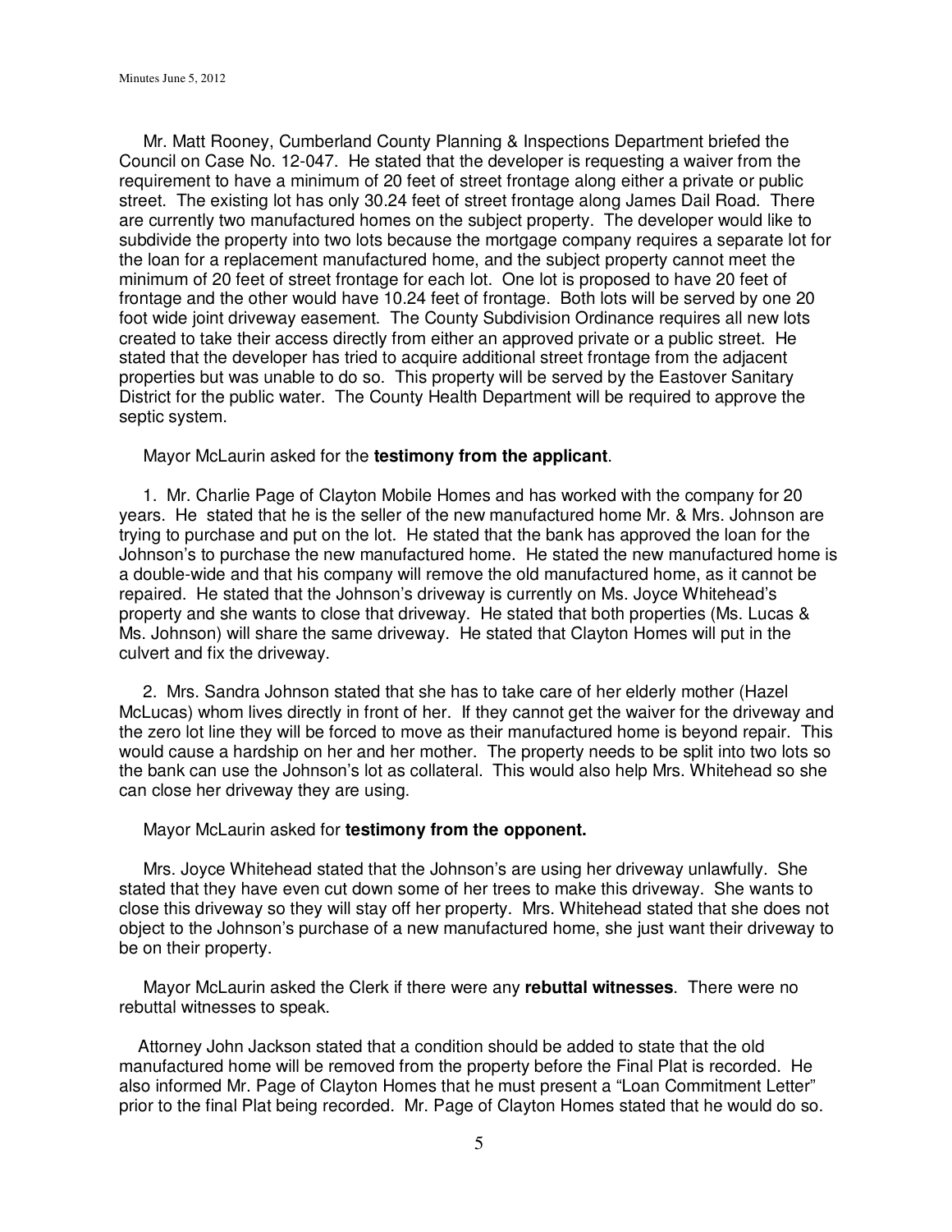Mr. Matt Rooney, Cumberland County Planning & Inspections Department briefed the Council on Case No. 12-047. He stated that the developer is requesting a waiver from the requirement to have a minimum of 20 feet of street frontage along either a private or public street. The existing lot has only 30.24 feet of street frontage along James Dail Road. There are currently two manufactured homes on the subject property. The developer would like to subdivide the property into two lots because the mortgage company requires a separate lot for the loan for a replacement manufactured home, and the subject property cannot meet the minimum of 20 feet of street frontage for each lot. One lot is proposed to have 20 feet of frontage and the other would have 10.24 feet of frontage. Both lots will be served by one 20 foot wide joint driveway easement. The County Subdivision Ordinance requires all new lots created to take their access directly from either an approved private or a public street. He stated that the developer has tried to acquire additional street frontage from the adjacent properties but was unable to do so. This property will be served by the Eastover Sanitary District for the public water. The County Health Department will be required to approve the septic system.

Mayor McLaurin asked for the **testimony from the applicant**.

1. Mr. Charlie Page of Clayton Mobile Homes and has worked with the company for 20 years. He stated that he is the seller of the new manufactured home Mr. & Mrs. Johnson are trying to purchase and put on the lot. He stated that the bank has approved the loan for the Johnson's to purchase the new manufactured home. He stated the new manufactured home is a double-wide and that his company will remove the old manufactured home, as it cannot be repaired. He stated that the Johnson's driveway is currently on Ms. Joyce Whitehead's property and she wants to close that driveway. He stated that both properties (Ms. Lucas & Ms. Johnson) will share the same driveway. He stated that Clayton Homes will put in the culvert and fix the driveway.

2. Mrs. Sandra Johnson stated that she has to take care of her elderly mother (Hazel McLucas) whom lives directly in front of her. If they cannot get the waiver for the driveway and the zero lot line they will be forced to move as their manufactured home is beyond repair. This would cause a hardship on her and her mother. The property needs to be split into two lots so the bank can use the Johnson's lot as collateral. This would also help Mrs. Whitehead so she can close her driveway they are using.

Mayor McLaurin asked for **testimony from the opponent.**

Mrs. Joyce Whitehead stated that the Johnson's are using her driveway unlawfully. She stated that they have even cut down some of her trees to make this driveway. She wants to close this driveway so they will stay off her property. Mrs. Whitehead stated that she does not object to the Johnson's purchase of a new manufactured home, she just want their driveway to be on their property.

Mayor McLaurin asked the Clerk if there were any **rebuttal witnesses**. There were no rebuttal witnesses to speak.

Attorney John Jackson stated that a condition should be added to state that the old manufactured home will be removed from the property before the Final Plat is recorded. He also informed Mr. Page of Clayton Homes that he must present a "Loan Commitment Letter" prior to the final Plat being recorded. Mr. Page of Clayton Homes stated that he would do so.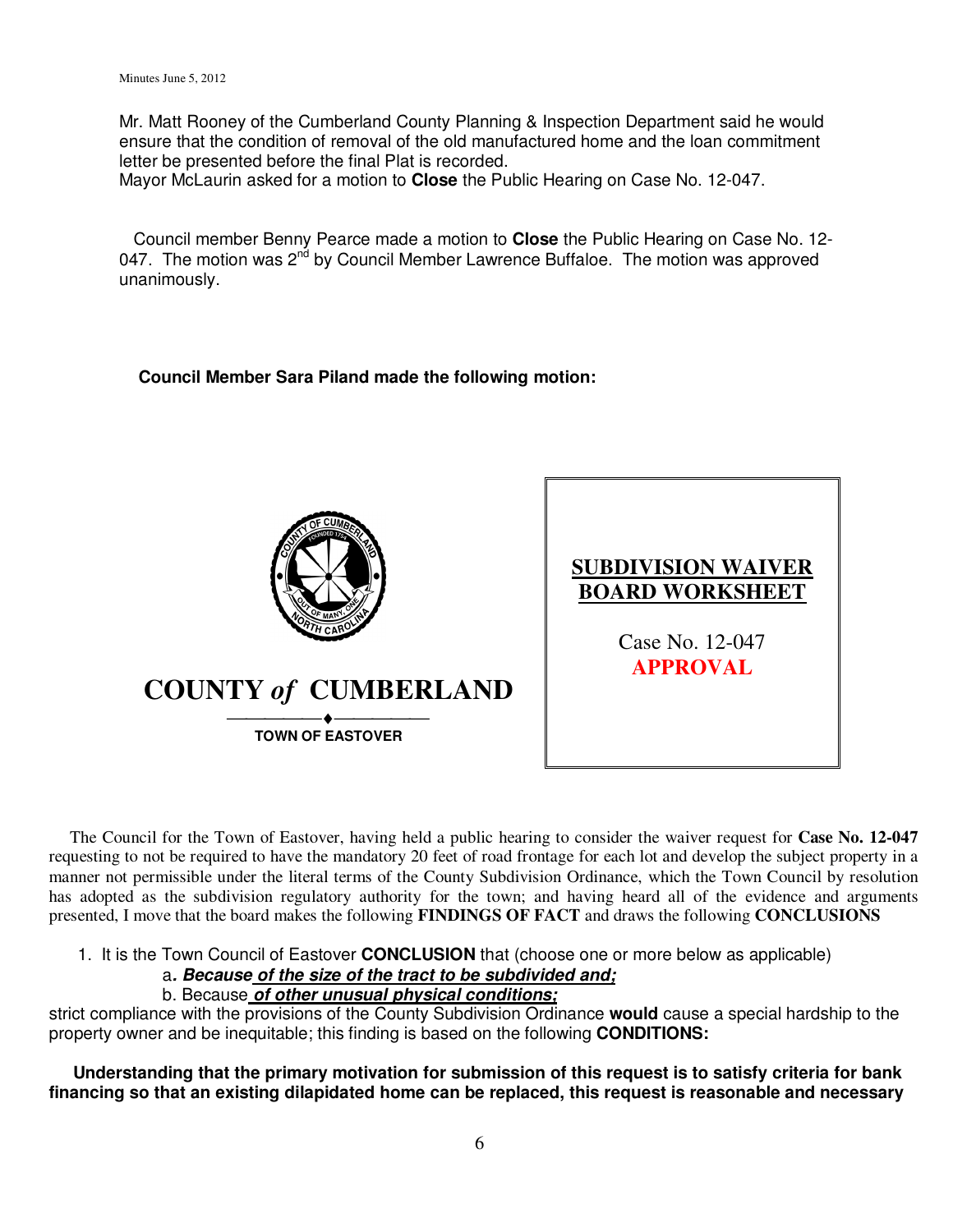Mr. Matt Rooney of the Cumberland County Planning & Inspection Department said he would ensure that the condition of removal of the old manufactured home and the loan commitment letter be presented before the final Plat is recorded.
Mayor McLaurin asked for a motion to **Close** the Public Hearing on Case No. 12-047.

Council member Benny Pearce made a motion to **Close** the Public Hearing on Case No. 12-047. The motion was 2nd by Council Member Lawrence Buffaloe. The motion was approved unanimously.

**Council Member Sara Piland made the following motion:**

**COUNTY *of* CUMBERLAND**

**TOWN OF EASTOVER**

**SUBDIVISION WAIVER BOARD WORKSHEET**

Case No. 12-047
**APPROVAL**

The Council for the Town of Eastover, having held a public hearing to consider the waiver request for **Case No. 12-047** requesting to not be required to have the mandatory 20 feet of road frontage for each lot and develop the subject property in a manner not permissible under the literal terms of the County Subdivision Ordinance, which the Town Council has adopted as the subdivision regulatory authority for the town; and having heard all of the evidence and arguments presented, I move that the board makes the following **FINDINGS OF FACT** and draws the following **CONCLUSIONS**

1. It is the Town Council of Eastover **CONCLUSION** that (choose one or more below as applicable)
   - a*. **Because of the size of the tract to be subdivided and;***
   - b. Because ***of other unusual physical conditions;***

strict compliance with the provisions of the County Subdivision Ordinance **would** cause a special hardship to the property owner and be inequitable; this finding is based on the following **CONDITIONS:**

**Understanding that the primary motivation for submission of this request is to satisfy criteria for bank financing so that an existing dilapidated home can be replaced, this request is reasonable and necessary**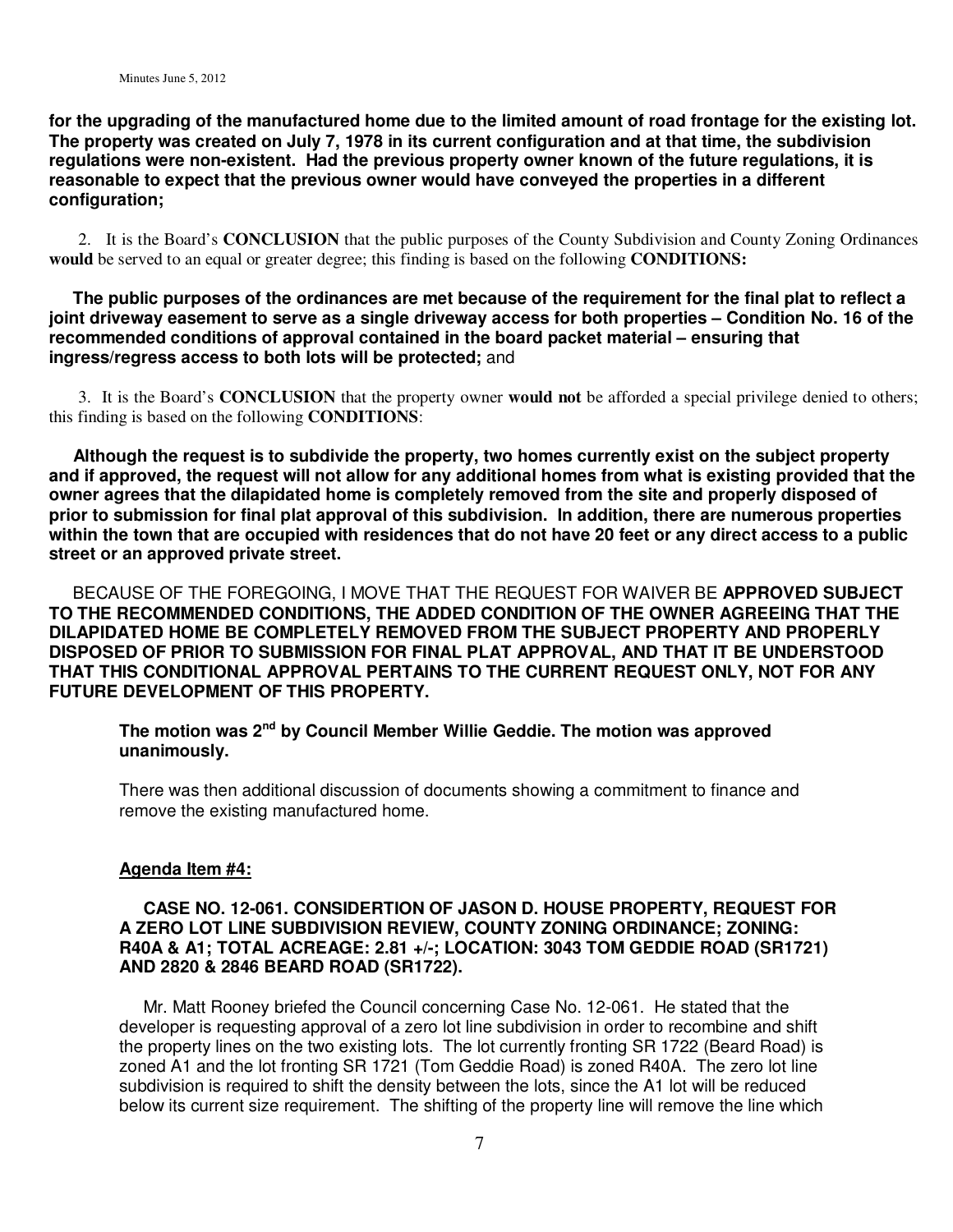**for the upgrading of the manufactured home due to the limited amount of road frontage for the existing lot. The property was created on July 7, 1978 in its current configuration and at that time, the subdivision regulations were non-existent. Had the previous property owner known of the future regulations, it is reasonable to expect that the previous owner would have conveyed the properties in a different configuration;**

2. It is the Board's **CONCLUSION** that the public purposes of the County Subdivision and County Zoning Ordinances **would** be served to an equal or greater degree; this finding is based on the following **CONDITIONS:**

**The public purposes of the ordinances are met because of the requirement for the final plat to reflect a joint driveway easement to serve as a single driveway access for both properties – Condition No. 16 of the recommended conditions of approval contained in the board packet material – ensuring that ingress/regress access to both lots will be protected;** and

3. It is the Board's **CONCLUSION** that the property owner **would not** be afforded a special privilege denied to others; this finding is based on the following **CONDITIONS**:

**Although the request is to subdivide the property, two homes currently exist on the subject property and if approved, the request will not allow for any additional homes from what is existing provided that the owner agrees that the dilapidated home is completely removed from the site and properly disposed of prior to submission for final plat approval of this subdivision. In addition, there are numerous properties within the town that are occupied with residences that do not have 20 feet or any direct access to a public street or an approved private street.**

BECAUSE OF THE FOREGOING, I MOVE THAT THE REQUEST FOR WAIVER BE **APPROVED SUBJECT TO THE RECOMMENDED CONDITIONS, THE ADDED CONDITION OF THE OWNER AGREEING THAT THE DILAPIDATED HOME BE COMPLETELY REMOVED FROM THE SUBJECT PROPERTY AND PROPERLY DISPOSED OF PRIOR TO SUBMISSION FOR FINAL PLAT APPROVAL, AND THAT IT BE UNDERSTOOD THAT THIS CONDITIONAL APPROVAL PERTAINS TO THE CURRENT REQUEST ONLY, NOT FOR ANY FUTURE DEVELOPMENT OF THIS PROPERTY.**

**The motion was 2nd by Council Member Willie Geddie. The motion was approved unanimously.**

There was then additional discussion of documents showing a commitment to finance and remove the existing manufactured home.

**Agenda Item #4:**

**CASE NO. 12-061. CONSIDERTION OF JASON D. HOUSE PROPERTY, REQUEST FOR A ZERO LOT LINE SUBDIVISION REVIEW, COUNTY ZONING ORDINANCE; ZONING: R40A & A1; TOTAL ACREAGE: 2.81 +/-; LOCATION: 3043 TOM GEDDIE ROAD (SR1721) AND 2820 & 2846 BEARD ROAD (SR1722).**

Mr. Matt Rooney briefed the Council concerning Case No. 12-061. He stated that the developer is requesting approval of a zero lot line subdivision in order to recombine and shift the property lines on the two existing lots. The lot currently fronting SR 1722 (Beard Road) is zoned A1 and the lot fronting SR 1721 (Tom Geddie Road) is zoned R40A. The zero lot line subdivision is required to shift the density between the lots, since the A1 lot will be reduced below its current size requirement. The shifting of the property line will remove the line which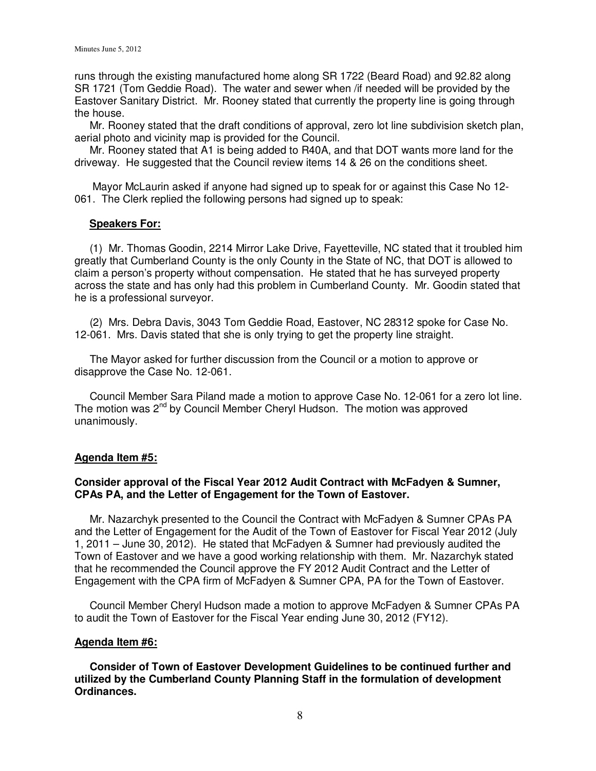runs through the existing manufactured home along SR 1722 (Beard Road) and 92.82 along SR 1721 (Tom Geddie Road). The water and sewer when /if needed will be provided by the Eastover Sanitary District. Mr. Rooney stated that currently the property line is going through the house.

Mr. Rooney stated that the draft conditions of approval, zero lot line subdivision sketch plan, aerial photo and vicinity map is provided for the Council.

Mr. Rooney stated that A1 is being added to R40A, and that DOT wants more land for the driveway. He suggested that the Council review items 14 & 26 on the conditions sheet.

Mayor McLaurin asked if anyone had signed up to speak for or against this Case No 12-061. The Clerk replied the following persons had signed up to speak:

**Speakers For:**

(1) Mr. Thomas Goodin, 2214 Mirror Lake Drive, Fayetteville, NC stated that it troubled him greatly that Cumberland County is the only County in the State of NC, that DOT is allowed to claim a person's property without compensation. He stated that he has surveyed property across the state and has only had this problem in Cumberland County. Mr. Goodin stated that he is a professional surveyor.

(2) Mrs. Debra Davis, 3043 Tom Geddie Road, Eastover, NC 28312 spoke for Case No. 12-061. Mrs. Davis stated that she is only trying to get the property line straight.

The Mayor asked for further discussion from the Council or a motion to approve or disapprove the Case No. 12-061.

Council Member Sara Piland made a motion to approve Case No. 12-061 for a zero lot line. The motion was 2nd by Council Member Cheryl Hudson. The motion was approved unanimously.

**Agenda Item #5:**

**Consider approval of the Fiscal Year 2012 Audit Contract with McFadyen & Sumner, CPAs PA, and the Letter of Engagement for the Town of Eastover.**

Mr. Nazarchyk presented to the Council the Contract with McFadyen & Sumner CPAs PA and the Letter of Engagement for the Audit of the Town of Eastover for Fiscal Year 2012 (July 1, 2011 – June 30, 2012). He stated that McFadyen & Sumner had previously audited the Town of Eastover and we have a good working relationship with them. Mr. Nazarchyk stated that he recommended the Council approve the FY 2012 Audit Contract and the Letter of Engagement with the CPA firm of McFadyen & Sumner CPA, PA for the Town of Eastover.

Council Member Cheryl Hudson made a motion to approve McFadyen & Sumner CPAs PA to audit the Town of Eastover for the Fiscal Year ending June 30, 2012 (FY12).

**Agenda Item #6:**

**Consider of Town of Eastover Development Guidelines to be continued further and utilized by the Cumberland County Planning Staff in the formulation of development Ordinances.**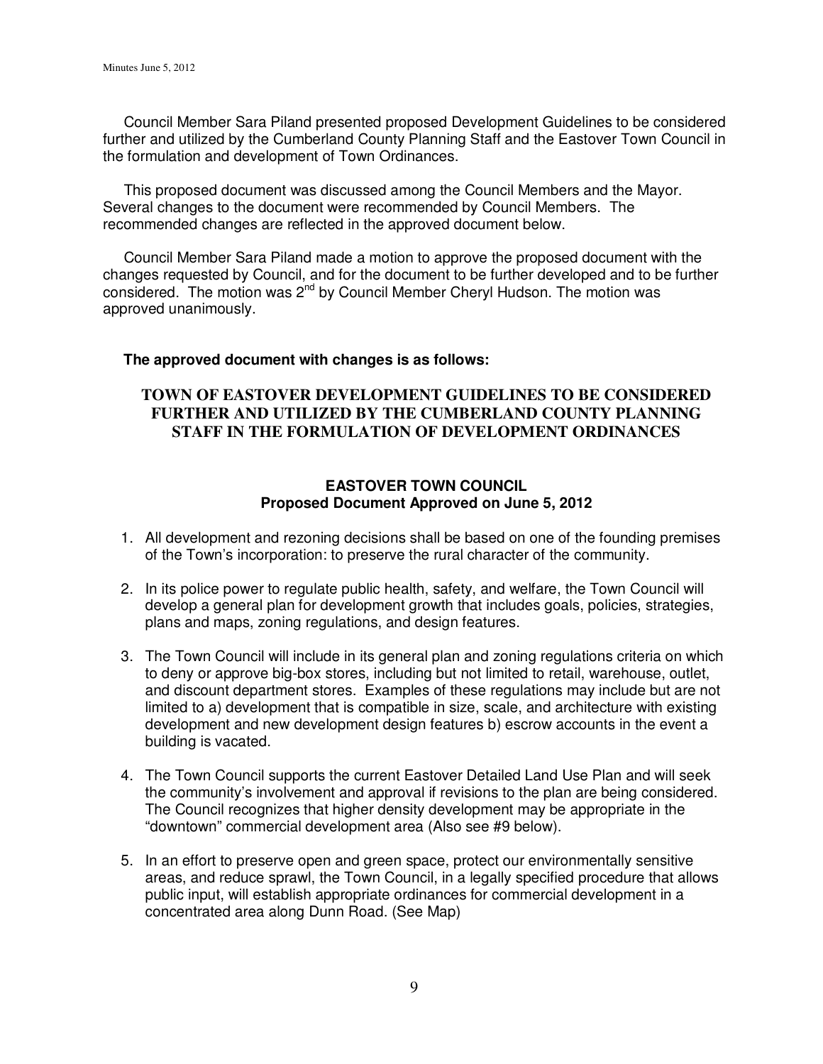Council Member Sara Piland presented proposed Development Guidelines to be considered further and utilized by the Cumberland County Planning Staff and the Eastover Town Council in the formulation and development of Town Ordinances.

This proposed document was discussed among the Council Members and the Mayor. Several changes to the document were recommended by Council Members. The recommended changes are reflected in the approved document below.

Council Member Sara Piland made a motion to approve the proposed document with the changes requested by Council, and for the document to be further developed and to be further considered. The motion was 2nd by Council Member Cheryl Hudson. The motion was approved unanimously.

**The approved document with changes is as follows:**

## TOWN OF EASTOVER DEVELOPMENT GUIDELINES TO BE CONSIDERED FURTHER AND UTILIZED BY THE CUMBERLAND COUNTY PLANNING STAFF IN THE FORMULATION OF DEVELOPMENT ORDINANCES

### EASTOVER TOWN COUNCIL
### Proposed Document Approved on June 5, 2012

1. All development and rezoning decisions shall be based on one of the founding premises of the Town's incorporation: to preserve the rural character of the community.

2. In its police power to regulate public health, safety, and welfare, the Town Council will develop a general plan for development growth that includes goals, policies, strategies, plans and maps, zoning regulations, and design features.

3. The Town Council will include in its general plan and zoning regulations criteria on which to deny or approve big-box stores, including but not limited to retail, warehouse, outlet, and discount department stores. Examples of these regulations may include but are not limited to a) development that is compatible in size, scale, and architecture with existing development and new development design features b) escrow accounts in the event a building is vacated.

4. The Town Council supports the current Eastover Detailed Land Use Plan and will seek the community's involvement and approval if revisions to the plan are being considered. The Council recognizes that higher density development may be appropriate in the "downtown" commercial development area (Also see #9 below).

5. In an effort to preserve open and green space, protect our environmentally sensitive areas, and reduce sprawl, the Town Council, in a legally specified procedure that allows public input, will establish appropriate ordinances for commercial development in a concentrated area along Dunn Road. (See Map)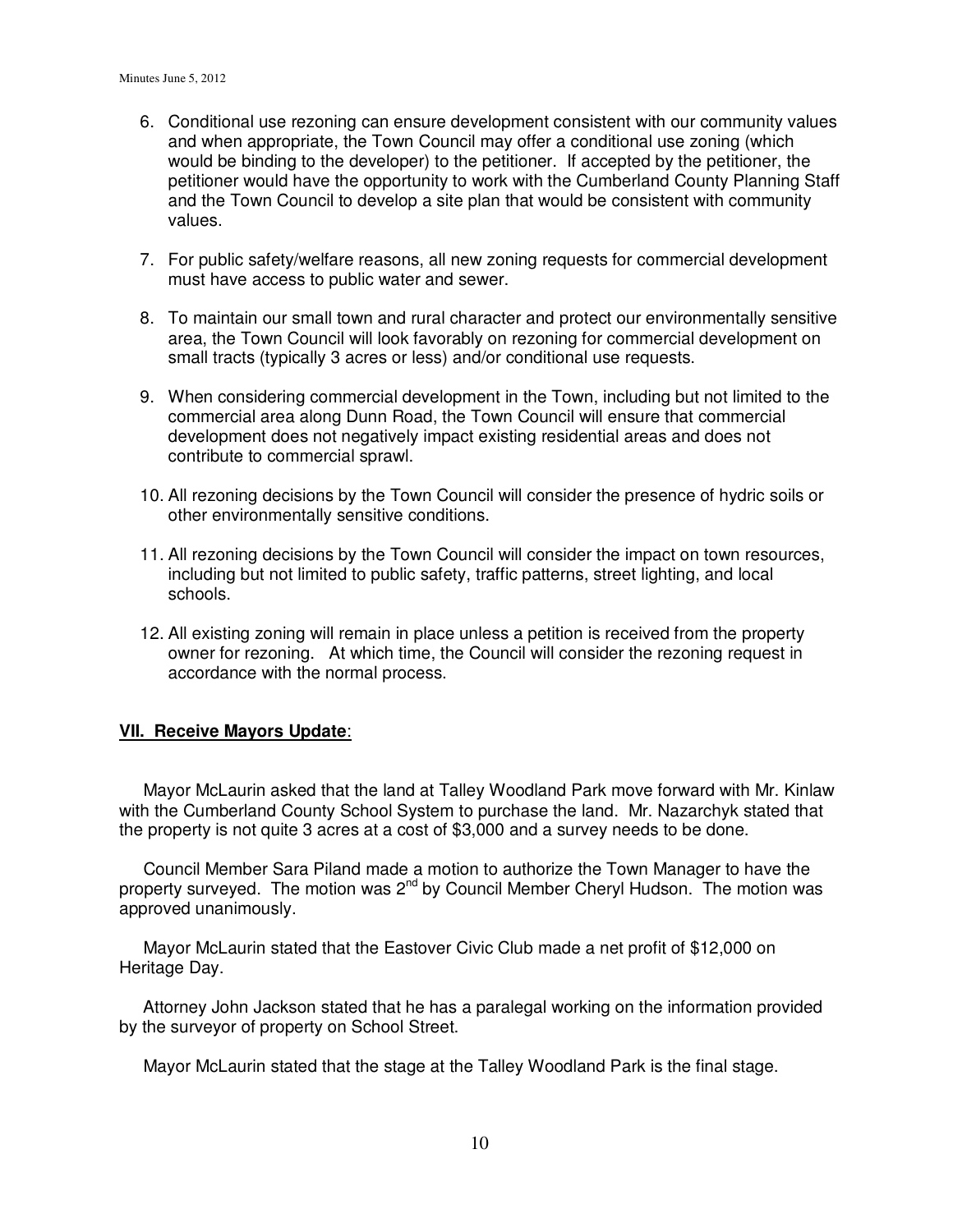6. Conditional use rezoning can ensure development consistent with our community values and when appropriate, the Town Council may offer a conditional use zoning (which would be binding to the developer) to the petitioner. If accepted by the petitioner, the petitioner would have the opportunity to work with the Cumberland County Planning Staff and the Town Council to develop a site plan that would be consistent with community values.

7. For public safety/welfare reasons, all new zoning requests for commercial development must have access to public water and sewer.

8. To maintain our small town and rural character and protect our environmentally sensitive area, the Town Council will look favorably on rezoning for commercial development on small tracts (typically 3 acres or less) and/or conditional use requests.

9. When considering commercial development in the Town, including but not limited to the commercial area along Dunn Road, the Town Council will ensure that commercial development does not negatively impact existing residential areas and does not contribute to commercial sprawl.

10. All rezoning decisions by the Town Council will consider the presence of hydric soils or other environmentally sensitive conditions.

11. All rezoning decisions by the Town Council will consider the impact on town resources, including but not limited to public safety, traffic patterns, street lighting, and local schools.

12. All existing zoning will remain in place unless a petition is received from the property owner for rezoning. At which time, the Council will consider the rezoning request in accordance with the normal process.

**VII. Receive Mayors Update**:

Mayor McLaurin asked that the land at Talley Woodland Park move forward with Mr. Kinlaw with the Cumberland County School System to purchase the land. Mr. Nazarchyk stated that the property is not quite 3 acres at a cost of $3,000 and a survey needs to be done.

Council Member Sara Piland made a motion to authorize the Town Manager to have the property surveyed. The motion was 2nd by Council Member Cheryl Hudson. The motion was approved unanimously.

Mayor McLaurin stated that the Eastover Civic Club made a net profit of $12,000 on Heritage Day.

Attorney John Jackson stated that he has a paralegal working on the information provided by the surveyor of property on School Street.

Mayor McLaurin stated that the stage at the Talley Woodland Park is the final stage.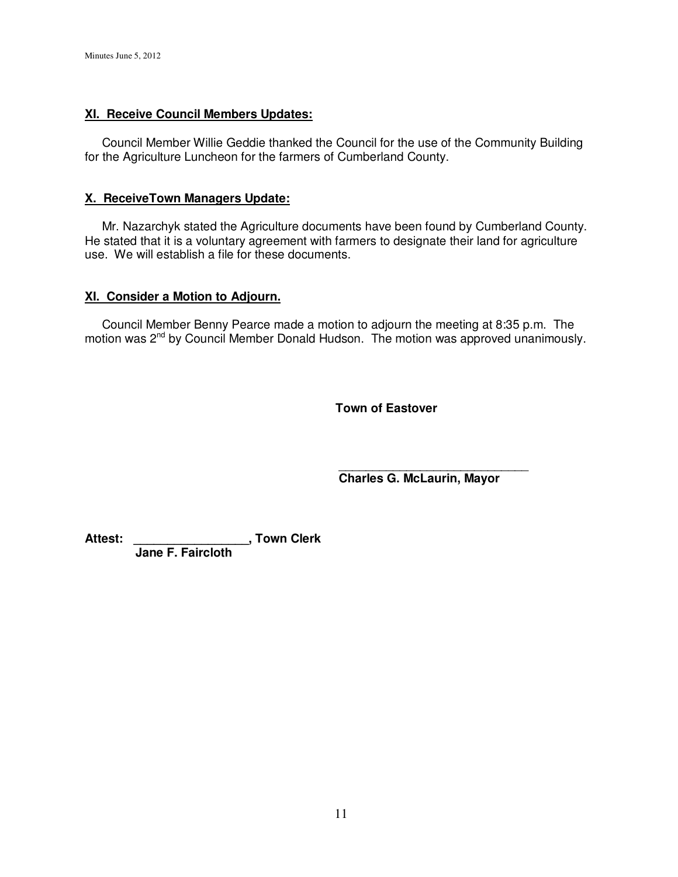**XI. Receive Council Members Updates:**

Council Member Willie Geddie thanked the Council for the use of the Community Building for the Agriculture Luncheon for the farmers of Cumberland County.

**X. ReceiveTown Managers Update:**

Mr. Nazarchyk stated the Agriculture documents have been found by Cumberland County. He stated that it is a voluntary agreement with farmers to designate their land for agriculture use. We will establish a file for these documents.

**XI. Consider a Motion to Adjourn.**

Council Member Benny Pearce made a motion to adjourn the meeting at 8:35 p.m. The motion was 2nd by Council Member Donald Hudson. The motion was approved unanimously.

**Town of Eastover**

\_\_\_\_\_\_\_\_\_\_\_\_\_\_\_\_\_\_\_\_\_\_\_\_\_\_\_\_\_\_
**Charles G. McLaurin, Mayor**

**Attest: \_\_\_\_\_\_\_\_\_\_\_\_\_\_\_\_\_, Town Clerk**
**Jane F. Faircloth**